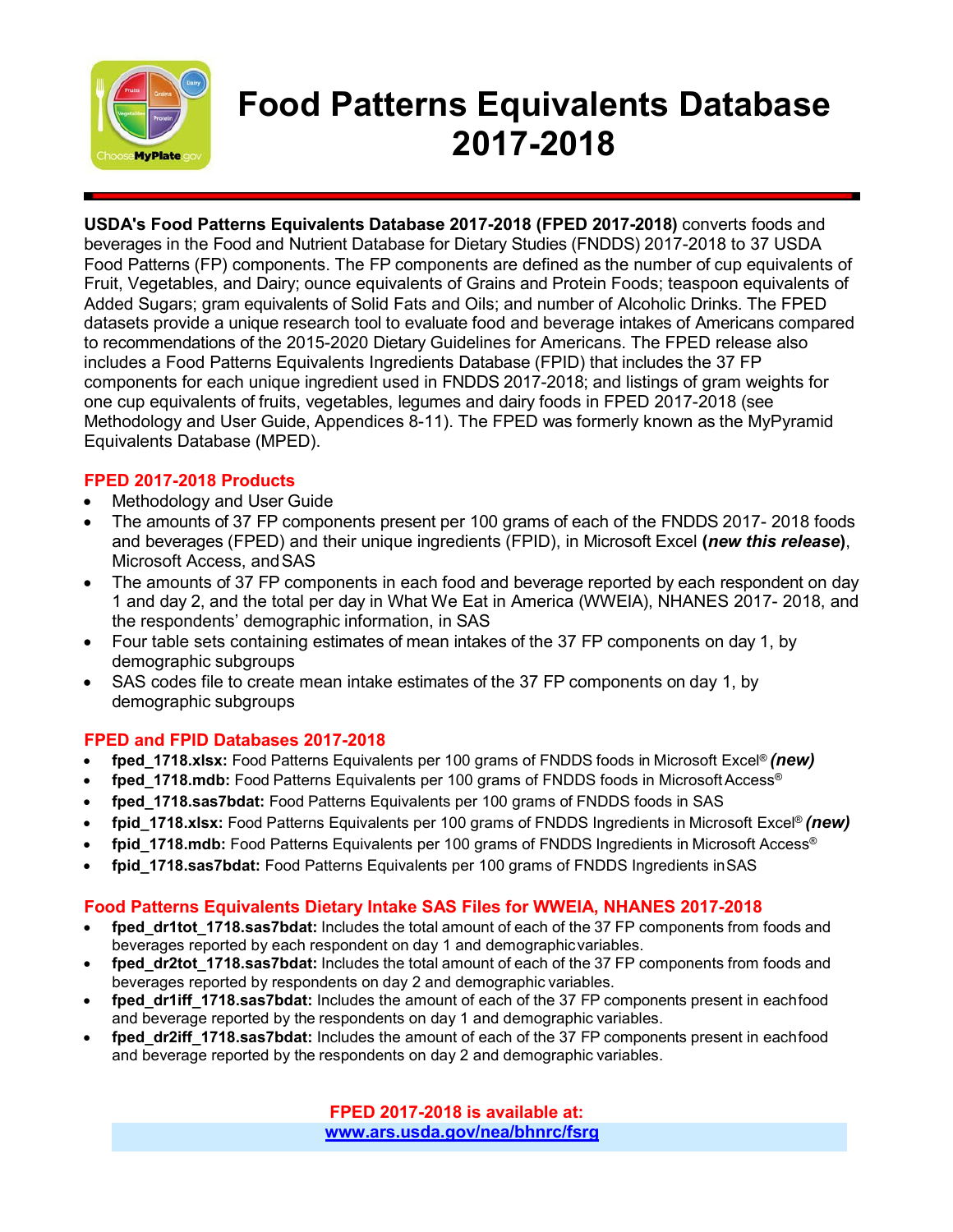# Food Patterns Equivalents Database 2017-2018

**USDA's Food Patterns Equivalents Database 2017-2018 (FPED 2017-2018)** converts foods and beverages in the Food and Nutrient Database for Dietary Studies (FNDDS) 2017-2018 to 37 USDA Food Patterns (FP) components. The FP components are defined as the number of cup equivalents of Fruit, Vegetables, and Dairy; ounce equivalents of Grains and Protein Foods; teaspoon equivalents of Added Sugars; gram equivalents of Solid Fats and Oils; and number of Alcoholic Drinks. The FPED datasets provide a unique research tool to evaluate food and beverage intakes of Americans compared to recommendations of the 2015-2020 Dietary Guidelines for Americans. The FPED release also includes a Food Patterns Equivalents Ingredients Database (FPID) that includes the 37 FP components for each unique ingredient used in FNDDS 2017-2018; and listings of gram weights for one cup equivalents of fruits, vegetables, legumes and dairy foods in FPED 2017-2018 (see Methodology and User Guide, Appendices 8-11). The FPED was formerly known as the MyPyramid Equivalents Database (MPED).

## FPED 2017-2018 Products

- Methodology and User Guide
- The amounts of 37 FP components present per 100 grams of each of the FNDDS 2017- 2018 foods and beverages (FPED) and their unique ingredients (FPID), in Microsoft Excel **(*new this release*)**, Microsoft Access, and SAS
- The amounts of 37 FP components in each food and beverage reported by each respondent on day 1 and day 2, and the total per day in What We Eat in America (WWEIA), NHANES 2017- 2018, and the respondents' demographic information, in SAS
- Four table sets containing estimates of mean intakes of the 37 FP components on day 1, by demographic subgroups
- SAS codes file to create mean intake estimates of the 37 FP components on day 1, by demographic subgroups

## FPED and FPID Databases 2017-2018

- **fped_1718.xlsx:** Food Patterns Equivalents per 100 grams of FNDDS foods in Microsoft Excel® ***(new)***
- **fped_1718.mdb:** Food Patterns Equivalents per 100 grams of FNDDS foods in Microsoft Access®
- **fped_1718.sas7bdat:** Food Patterns Equivalents per 100 grams of FNDDS foods in SAS
- **fpid_1718.xlsx:** Food Patterns Equivalents per 100 grams of FNDDS Ingredients in Microsoft Excel® ***(new)***
- **fpid_1718.mdb:** Food Patterns Equivalents per 100 grams of FNDDS Ingredients in Microsoft Access®
- **fpid_1718.sas7bdat:** Food Patterns Equivalents per 100 grams of FNDDS Ingredients in SAS

## Food Patterns Equivalents Dietary Intake SAS Files for WWEIA, NHANES 2017-2018

- **fped_dr1tot_1718.sas7bdat:** Includes the total amount of each of the 37 FP components from foods and beverages reported by each respondent on day 1 and demographic variables.
- **fped_dr2tot_1718.sas7bdat:** Includes the total amount of each of the 37 FP components from foods and beverages reported by respondents on day 2 and demographic variables.
- **fped_dr1iff_1718.sas7bdat:** Includes the amount of each of the 37 FP components present in each food and beverage reported by the respondents on day 1 and demographic variables.
- **fped_dr2iff_1718.sas7bdat:** Includes the amount of each of the 37 FP components present in each food and beverage reported by the respondents on day 2 and demographic variables.

**FPED 2017-2018 is available at:**
**www.ars.usda.gov/nea/bhnrc/fsrg**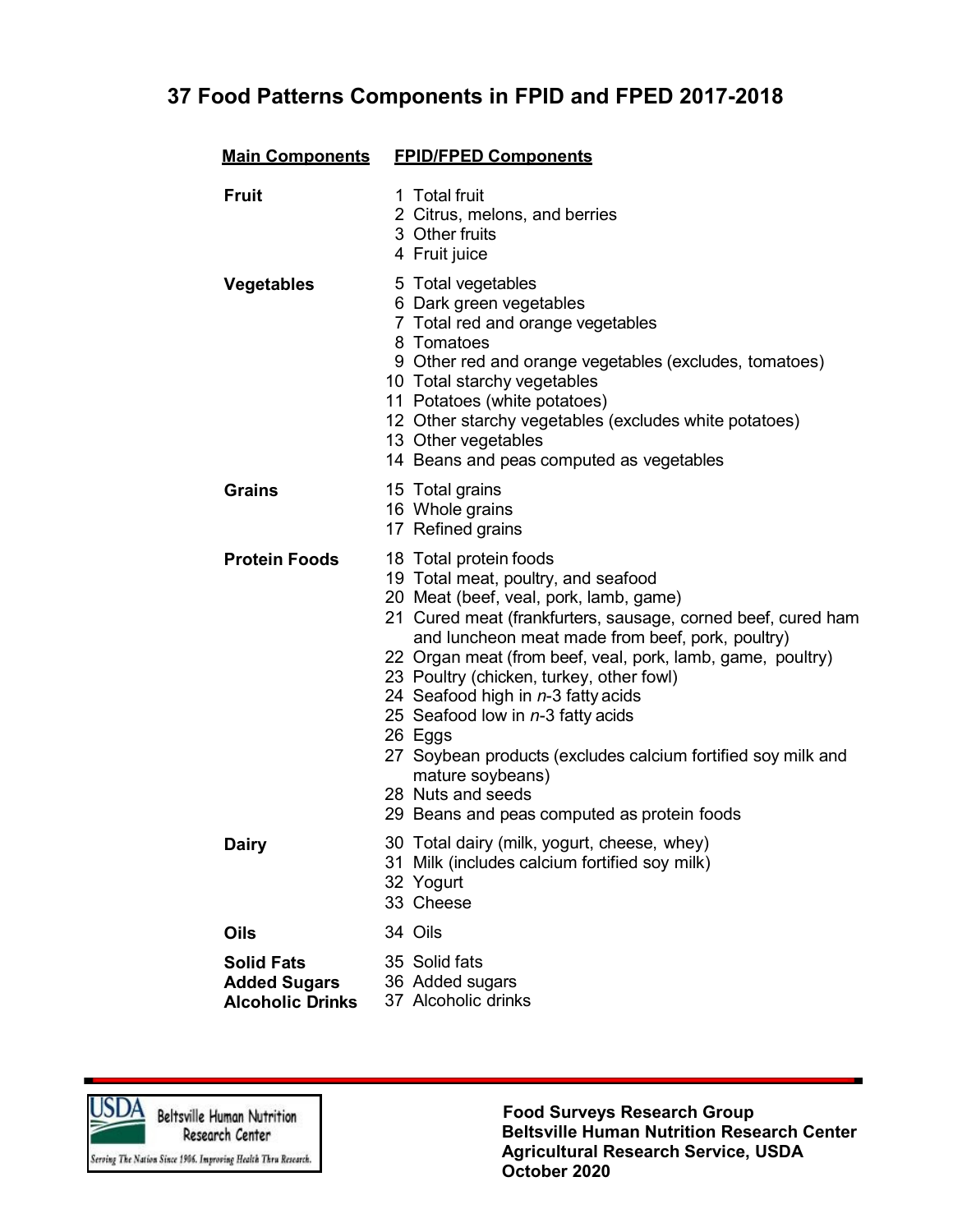# 37 Food Patterns Components in FPID and FPED 2017-2018

| Main Components | FPID/FPED Components |
|---|---|
| **Fruit** | 1 Total fruit |
| | 2 Citrus, melons, and berries |
| | 3 Other fruits |
| | 4 Fruit juice |
| **Vegetables** | 5 Total vegetables |
| | 6 Dark green vegetables |
| | 7 Total red and orange vegetables |
| | 8 Tomatoes |
| | 9 Other red and orange vegetables (excludes, tomatoes) |
| | 10 Total starchy vegetables |
| | 11 Potatoes (white potatoes) |
| | 12 Other starchy vegetables (excludes white potatoes) |
| | 13 Other vegetables |
| | 14 Beans and peas computed as vegetables |
| **Grains** | 15 Total grains |
| | 16 Whole grains |
| | 17 Refined grains |
| **Protein Foods** | 18 Total protein foods |
| | 19 Total meat, poultry, and seafood |
| | 20 Meat (beef, veal, pork, lamb, game) |
| | 21 Cured meat (frankfurters, sausage, corned beef, cured ham and luncheon meat made from beef, pork, poultry) |
| | 22 Organ meat (from beef, veal, pork, lamb, game, poultry) |
| | 23 Poultry (chicken, turkey, other fowl) |
| | 24 Seafood high in *n*-3 fatty acids |
| | 25 Seafood low in *n*-3 fatty acids |
| | 26 Eggs |
| | 27 Soybean products (excludes calcium fortified soy milk and mature soybeans) |
| | 28 Nuts and seeds |
| | 29 Beans and peas computed as protein foods |
| **Dairy** | 30 Total dairy (milk, yogurt, cheese, whey) |
| | 31 Milk (includes calcium fortified soy milk) |
| | 32 Yogurt |
| | 33 Cheese |
| **Oils** | 34 Oils |
| **Solid Fats** | 35 Solid fats |
| **Added Sugars** | 36 Added sugars |
| **Alcoholic Drinks** | 37 Alcoholic drinks |

USDA Beltsville Human Nutrition Research Center
Serving The Nation Since 1906. Improving Health Thru Research.

**Food Surveys Research Group**
**Beltsville Human Nutrition Research Center**
**Agricultural Research Service, USDA**
**October 2020**